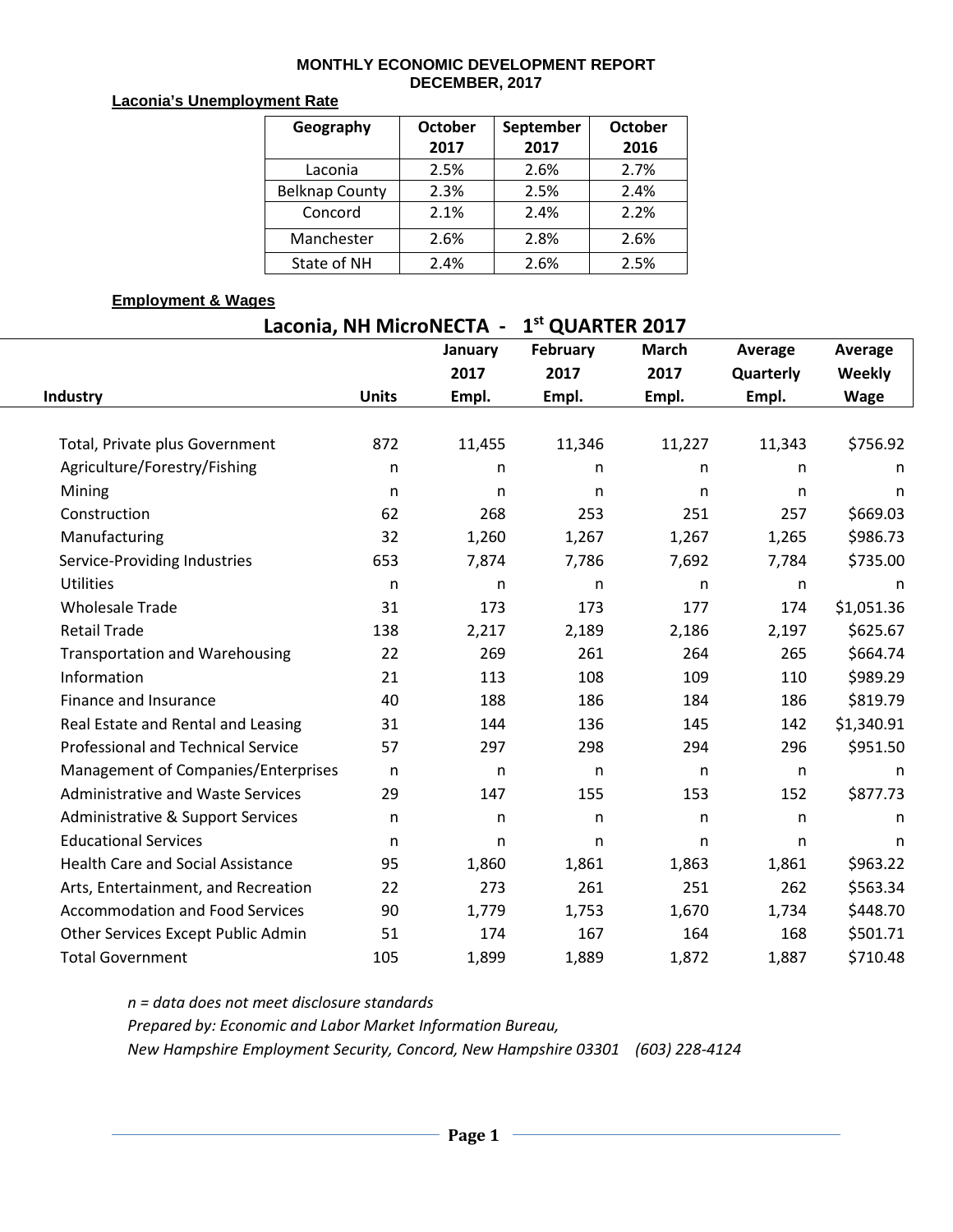# MONTHLY ECONOMIC DEVELOPMENT REPORT
## DECEMBER, 2017

**Laconia's Unemployment Rate**

| Geography | October 2017 | September 2017 | October 2016 |
|---|---|---|---|
| Laconia | 2.5% | 2.6% | 2.7% |
| Belknap County | 2.3% | 2.5% | 2.4% |
| Concord | 2.1% | 2.4% | 2.2% |
| Manchester | 2.6% | 2.8% | 2.6% |
| State of NH | 2.4% | 2.6% | 2.5% |

**Employment & Wages**

### Laconia, NH MicroNECTA - 1st QUARTER 2017

| Industry | Units | January 2017 Empl. | February 2017 Empl. | March 2017 Empl. | Average Quarterly Empl. | Average Weekly Wage |
|---|---|---|---|---|---|---|
| Total, Private plus Government | 872 | 11,455 | 11,346 | 11,227 | 11,343 | $756.92 |
| Agriculture/Forestry/Fishing | n | n | n | n | n | n |
| Mining | n | n | n | n | n | n |
| Construction | 62 | 268 | 253 | 251 | 257 | $669.03 |
| Manufacturing | 32 | 1,260 | 1,267 | 1,267 | 1,265 | $986.73 |
| Service-Providing Industries | 653 | 7,874 | 7,786 | 7,692 | 7,784 | $735.00 |
| Utilities | n | n | n | n | n | n |
| Wholesale Trade | 31 | 173 | 173 | 177 | 174 | $1,051.36 |
| Retail Trade | 138 | 2,217 | 2,189 | 2,186 | 2,197 | $625.67 |
| Transportation and Warehousing | 22 | 269 | 261 | 264 | 265 | $664.74 |
| Information | 21 | 113 | 108 | 109 | 110 | $989.29 |
| Finance and Insurance | 40 | 188 | 186 | 184 | 186 | $819.79 |
| Real Estate and Rental and Leasing | 31 | 144 | 136 | 145 | 142 | $1,340.91 |
| Professional and Technical Service | 57 | 297 | 298 | 294 | 296 | $951.50 |
| Management of Companies/Enterprises | n | n | n | n | n | n |
| Administrative and Waste Services | 29 | 147 | 155 | 153 | 152 | $877.73 |
| Administrative & Support Services | n | n | n | n | n | n |
| Educational Services | n | n | n | n | n | n |
| Health Care and Social Assistance | 95 | 1,860 | 1,861 | 1,863 | 1,861 | $963.22 |
| Arts, Entertainment, and Recreation | 22 | 273 | 261 | 251 | 262 | $563.34 |
| Accommodation and Food Services | 90 | 1,779 | 1,753 | 1,670 | 1,734 | $448.70 |
| Other Services Except Public Admin | 51 | 174 | 167 | 164 | 168 | $501.71 |
| Total Government | 105 | 1,899 | 1,889 | 1,872 | 1,887 | $710.48 |

*n = data does not meet disclosure standards*

*Prepared by: Economic and Labor Market Information Bureau,*

*New Hampshire Employment Security, Concord, New Hampshire 03301 (603) 228-4124*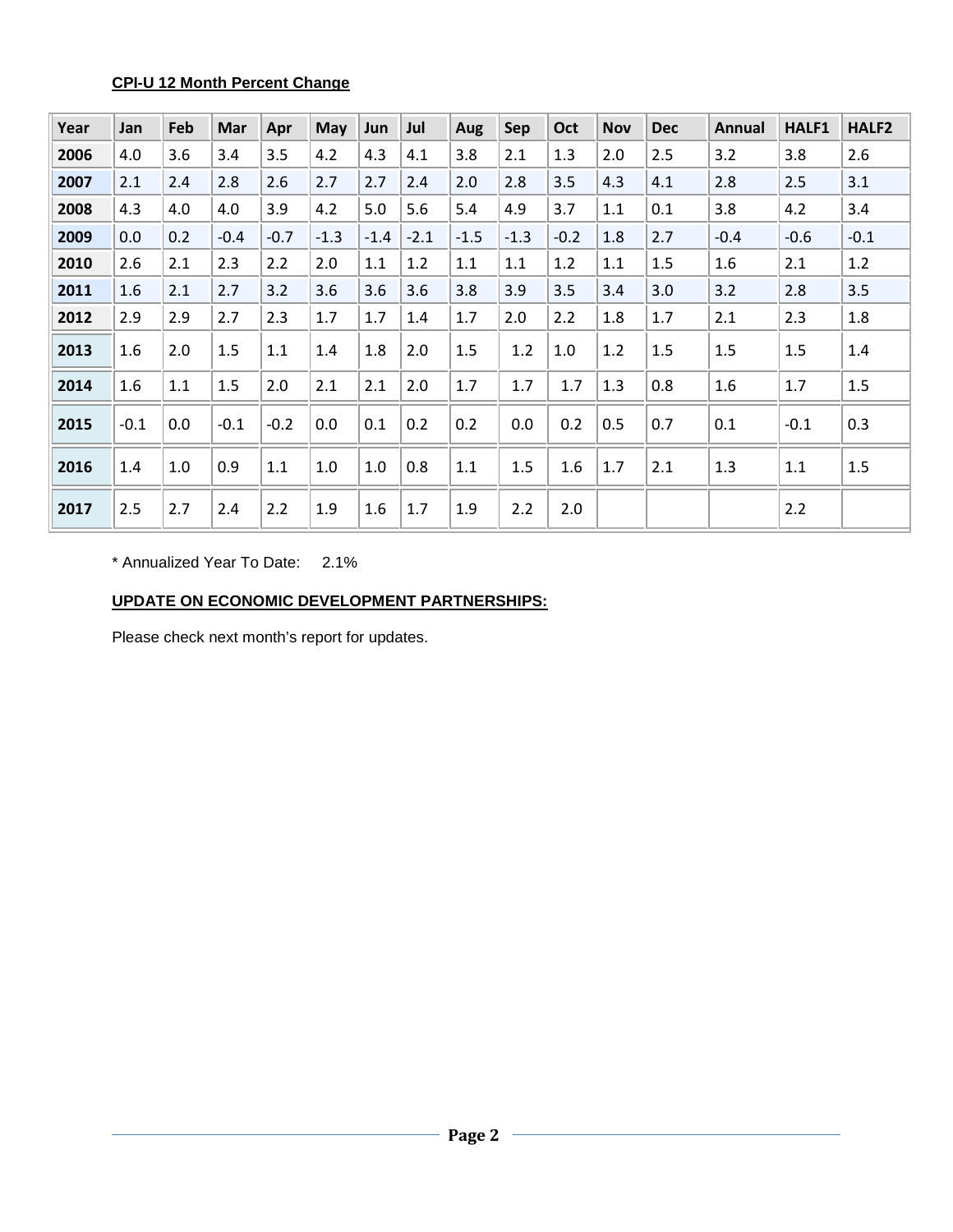**CPI-U 12 Month Percent Change**

| Year | Jan | Feb | Mar | Apr | May | Jun | Jul | Aug | Sep | Oct | Nov | Dec | Annual | HALF1 | HALF2 |
|---|---|---|---|---|---|---|---|---|---|---|---|---|---|---|---|
| 2006 | 4.0 | 3.6 | 3.4 | 3.5 | 4.2 | 4.3 | 4.1 | 3.8 | 2.1 | 1.3 | 2.0 | 2.5 | 3.2 | 3.8 | 2.6 |
| 2007 | 2.1 | 2.4 | 2.8 | 2.6 | 2.7 | 2.7 | 2.4 | 2.0 | 2.8 | 3.5 | 4.3 | 4.1 | 2.8 | 2.5 | 3.1 |
| 2008 | 4.3 | 4.0 | 4.0 | 3.9 | 4.2 | 5.0 | 5.6 | 5.4 | 4.9 | 3.7 | 1.1 | 0.1 | 3.8 | 4.2 | 3.4 |
| 2009 | 0.0 | 0.2 | -0.4 | -0.7 | -1.3 | -1.4 | -2.1 | -1.5 | -1.3 | -0.2 | 1.8 | 2.7 | -0.4 | -0.6 | -0.1 |
| 2010 | 2.6 | 2.1 | 2.3 | 2.2 | 2.0 | 1.1 | 1.2 | 1.1 | 1.1 | 1.2 | 1.1 | 1.5 | 1.6 | 2.1 | 1.2 |
| 2011 | 1.6 | 2.1 | 2.7 | 3.2 | 3.6 | 3.6 | 3.6 | 3.8 | 3.9 | 3.5 | 3.4 | 3.0 | 3.2 | 2.8 | 3.5 |
| 2012 | 2.9 | 2.9 | 2.7 | 2.3 | 1.7 | 1.7 | 1.4 | 1.7 | 2.0 | 2.2 | 1.8 | 1.7 | 2.1 | 2.3 | 1.8 |
| 2013 | 1.6 | 2.0 | 1.5 | 1.1 | 1.4 | 1.8 | 2.0 | 1.5 | 1.2 | 1.0 | 1.2 | 1.5 | 1.5 | 1.5 | 1.4 |
| 2014 | 1.6 | 1.1 | 1.5 | 2.0 | 2.1 | 2.1 | 2.0 | 1.7 | 1.7 | 1.7 | 1.3 | 0.8 | 1.6 | 1.7 | 1.5 |
| 2015 | -0.1 | 0.0 | -0.1 | -0.2 | 0.0 | 0.1 | 0.2 | 0.2 | 0.0 | 0.2 | 0.5 | 0.7 | 0.1 | -0.1 | 0.3 |
| 2016 | 1.4 | 1.0 | 0.9 | 1.1 | 1.0 | 1.0 | 0.8 | 1.1 | 1.5 | 1.6 | 1.7 | 2.1 | 1.3 | 1.1 | 1.5 |
| 2017 | 2.5 | 2.7 | 2.4 | 2.2 | 1.9 | 1.6 | 1.7 | 1.9 | 2.2 | 2.0 | | | | 2.2 | |

* Annualized Year To Date: 2.1%

**UPDATE ON ECONOMIC DEVELOPMENT PARTNERSHIPS:**

Please check next month's report for updates.